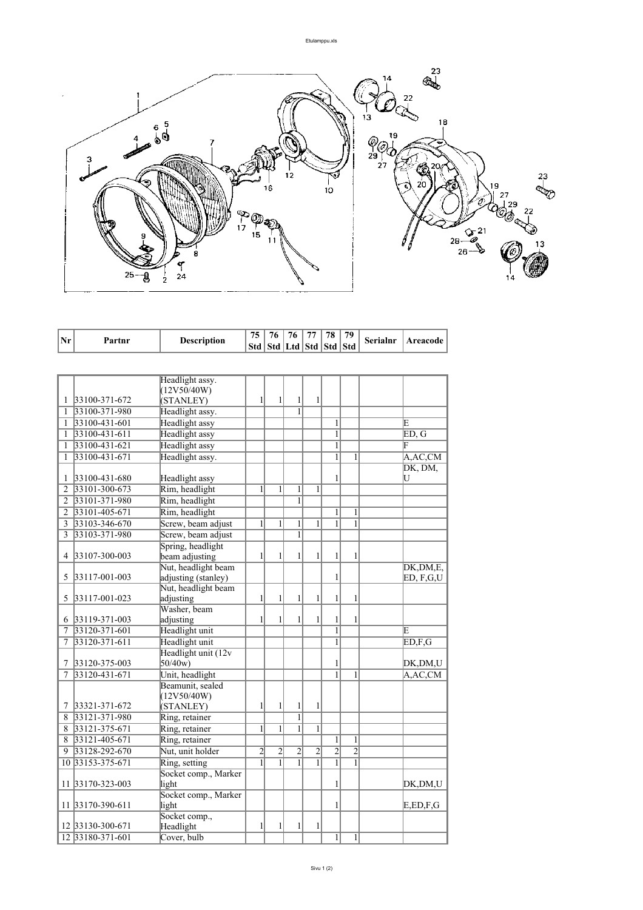| Nr | Partnr | Description | 75 Std | 76 Std | 76 Ltd | 77 Std | 78 Std | 79 Std | Serialnr | Areacode |
|---|---|---|---|---|---|---|---|---|---|---|
| 1 | 33100-371-672 | Headlight assy. (12V50/40W) (STANLEY) | 1 | 1 | 1 | 1 | | | | |
| 1 | 33100-371-980 | Headlight assy. | | | 1 | | | | | |
| 1 | 33100-431-601 | Headlight assy | | | | | 1 | | | E |
| 1 | 33100-431-611 | Headlight assy | | | | | 1 | | | ED, G |
| 1 | 33100-431-621 | Headlight assy | | | | | 1 | | | F |
| 1 | 33100-431-671 | Headlight assy. | | | | | 1 | 1 | | A,AC,CM |
| 1 | 33100-431-680 | Headlight assy | | | | | 1 | | | DK, DM, U |
| 2 | 33101-300-673 | Rim, headlight | 1 | 1 | 1 | 1 | | | | |
| 2 | 33101-371-980 | Rim, headlight | | | 1 | | | | | |
| 2 | 33101-405-671 | Rim, headlight | | | | | 1 | 1 | | |
| 3 | 33103-346-670 | Screw, beam adjust | 1 | 1 | 1 | 1 | 1 | 1 | | |
| 3 | 33103-371-980 | Screw, beam adjust | | | 1 | | | | | |
| 4 | 33107-300-003 | Spring, headlight beam adjusting | 1 | 1 | 1 | 1 | 1 | 1 | | |
| 5 | 33117-001-003 | Nut, headlight beam adjusting (stanley) | | | | | 1 | | | DK,DM,E, ED, F,G,U |
| 5 | 33117-001-023 | Nut, headlight beam adjusting | 1 | 1 | 1 | 1 | 1 | 1 | | |
| 6 | 33119-371-003 | Washer, beam adjusting | 1 | 1 | 1 | 1 | 1 | 1 | | |
| 7 | 33120-371-601 | Headlight unit | | | | | 1 | | | E |
| 7 | 33120-371-611 | Headlight unit | | | | | 1 | | | ED,F,G |
| 7 | 33120-375-003 | Headlight unit (12v 50/40w) | | | | | 1 | | | DK,DM,U |
| 7 | 33120-431-671 | Unit, headlight | | | | | 1 | 1 | | A,AC,CM |
| 7 | 33321-371-672 | Beamunit, sealed (12V50/40W) (STANLEY) | 1 | 1 | 1 | 1 | | | | |
| 8 | 33121-371-980 | Ring, retainer | | | 1 | | | | | |
| 8 | 33121-375-671 | Ring, retainer | 1 | 1 | 1 | 1 | | | | |
| 8 | 33121-405-671 | Ring, retainer | | | | | 1 | 1 | | |
| 9 | 33128-292-670 | Nut, unit holder | 2 | 2 | 2 | 2 | 2 | 2 | | |
| 10 | 33153-375-671 | Ring, setting | 1 | 1 | 1 | 1 | 1 | 1 | | |
| 11 | 33170-323-003 | Socket comp., Marker light | | | | | 1 | | | DK,DM,U |
| 11 | 33170-390-611 | Socket comp., Marker light | | | | | 1 | | | E,ED,F,G |
| 12 | 33130-300-671 | Socket comp., Headlight | 1 | 1 | 1 | 1 | | | | |
| 12 | 33180-371-601 | Cover, bulb | | | | | 1 | 1 | | |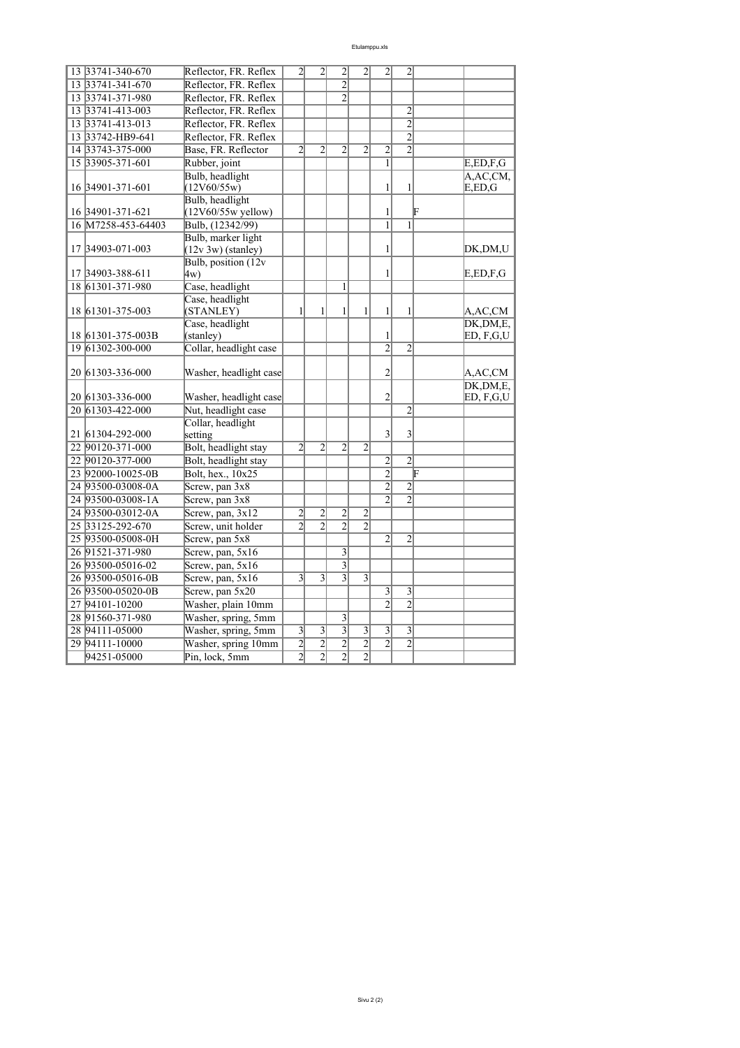| | | | | | | | | | | |
|---|---|---|---|---|---|---|---|---|---|---|
| 13 | 33741-340-670 | Reflector, FR. Reflex | 2 | 2 | 2 | 2 | 2 | 2 | | |
| 13 | 33741-341-670 | Reflector, FR. Reflex | | | 2 | | | | | |
| 13 | 33741-371-980 | Reflector, FR. Reflex | | | 2 | | | | | |
| 13 | 33741-413-003 | Reflector, FR. Reflex | | | | | | 2 | | |
| 13 | 33741-413-013 | Reflector, FR. Reflex | | | | | | 2 | | |
| 13 | 33742-HB9-641 | Reflector, FR. Reflex | | | | | | 2 | | |
| 14 | 33743-375-000 | Base, FR. Reflector | 2 | 2 | 2 | 2 | 2 | 2 | | |
| 15 | 33905-371-601 | Rubber, joint | | | | | 1 | | | E,ED,F,G |
| 16 | 34901-371-601 | Bulb, headlight (12V60/55w) | | | | | 1 | 1 | | A,AC,CM, E,ED,G |
| 16 | 34901-371-621 | Bulb, headlight (12V60/55w yellow) | | | | | 1 | | F | |
| 16 | M7258-453-64403 | Bulb, (12342/99) | | | | | 1 | 1 | | |
| 17 | 34903-071-003 | Bulb, marker light (12v 3w) (stanley) | | | | | 1 | | | DK,DM,U |
| 17 | 34903-388-611 | Bulb, position (12v 4w) | | | | | 1 | | | E,ED,F,G |
| 18 | 61301-371-980 | Case, headlight | | | 1 | | | | | |
| 18 | 61301-375-003 | Case, headlight (STANLEY) | 1 | 1 | 1 | 1 | 1 | 1 | | A,AC,CM |
| 18 | 61301-375-003B | Case, headlight (stanley) | | | | | 1 | | | DK,DM,E, ED, F,G,U |
| 19 | 61302-300-000 | Collar, headlight case | | | | | 2 | 2 | | |
| 20 | 61303-336-000 | Washer, headlight case | | | | | 2 | | | A,AC,CM |
| 20 | 61303-336-000 | Washer, headlight case | | | | | 2 | | | DK,DM,E, ED, F,G,U |
| 20 | 61303-422-000 | Nut, headlight case | | | | | | 2 | | |
| 21 | 61304-292-000 | Collar, headlight setting | | | | | 3 | 3 | | |
| 22 | 90120-371-000 | Bolt, headlight stay | 2 | 2 | 2 | 2 | | | | |
| 22 | 90120-377-000 | Bolt, headlight stay | | | | | 2 | 2 | | |
| 23 | 92000-10025-0B | Bolt, hex., 10x25 | | | | | 2 | | F | |
| 24 | 93500-03008-0A | Screw, pan 3x8 | | | | | 2 | 2 | | |
| 24 | 93500-03008-1A | Screw, pan 3x8 | | | | | 2 | 2 | | |
| 24 | 93500-03012-0A | Screw, pan, 3x12 | 2 | 2 | 2 | 2 | | | | |
| 25 | 33125-292-670 | Screw, unit holder | 2 | 2 | 2 | 2 | | | | |
| 25 | 93500-05008-0H | Screw, pan 5x8 | | | | | 2 | 2 | | |
| 26 | 91521-371-980 | Screw, pan, 5x16 | | | 3 | | | | | |
| 26 | 93500-05016-02 | Screw, pan, 5x16 | | | 3 | | | | | |
| 26 | 93500-05016-0B | Screw, pan, 5x16 | 3 | 3 | 3 | 3 | | | | |
| 26 | 93500-05020-0B | Screw, pan 5x20 | | | | | 3 | 3 | | |
| 27 | 94101-10200 | Washer, plain 10mm | | | | | 2 | 2 | | |
| 28 | 91560-371-980 | Washer, spring, 5mm | | | 3 | | | | | |
| 28 | 94111-05000 | Washer, spring, 5mm | 3 | 3 | 3 | 3 | 3 | 3 | | |
| 29 | 94111-10000 | Washer, spring 10mm | 2 | 2 | 2 | 2 | 2 | 2 | | |
| | 94251-05000 | Pin, lock, 5mm | 2 | 2 | 2 | 2 | | | | |